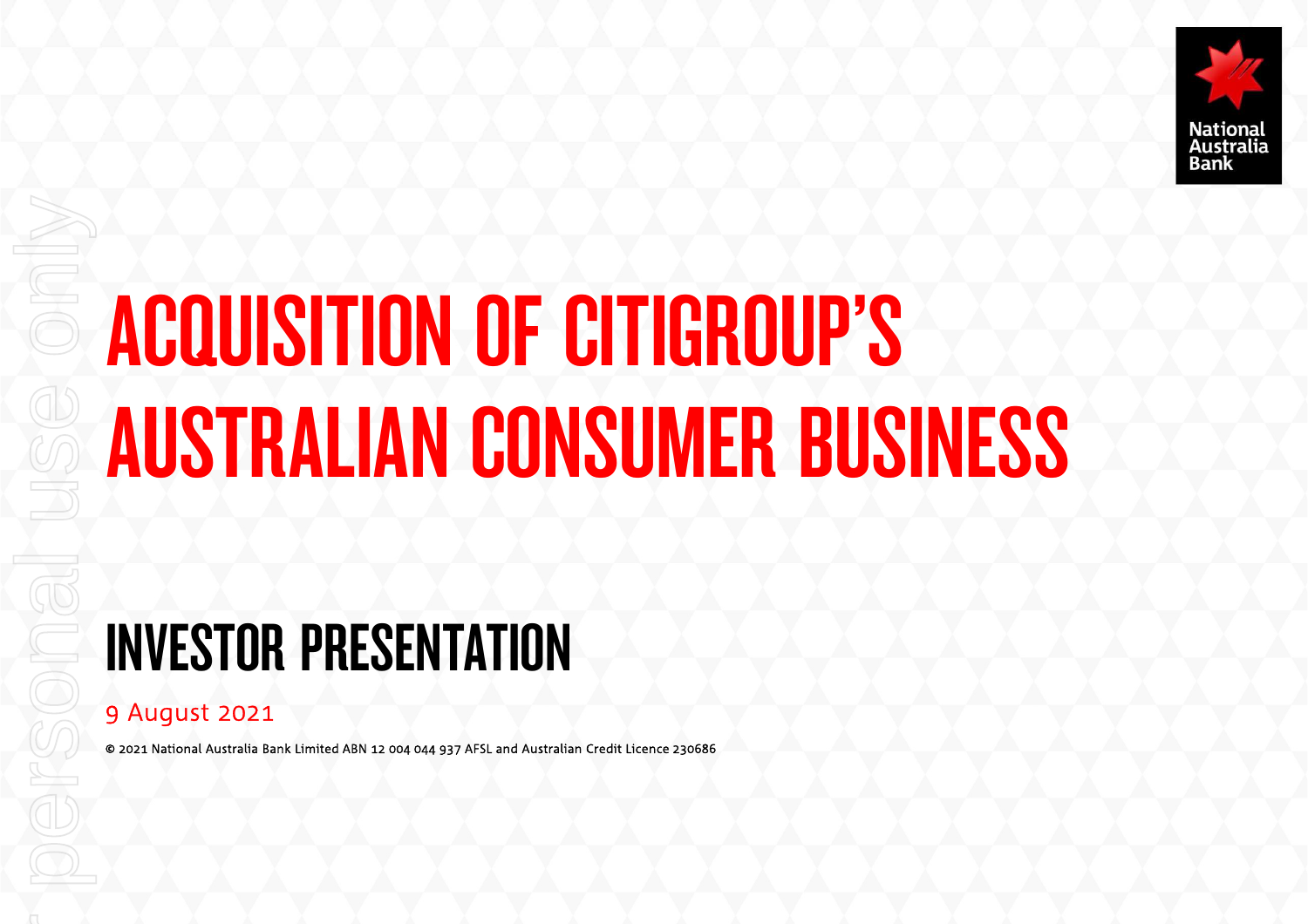# ACQUISITION OF CITIGROUP'S AUSTRALIAN CONSUMER BUSINESS

## INVESTOR PRESENTATION

9 August 2021

© 2021 National Australia Bank Limited ABN 12 004 044 937 AFSL and Australian Credit Licence 230686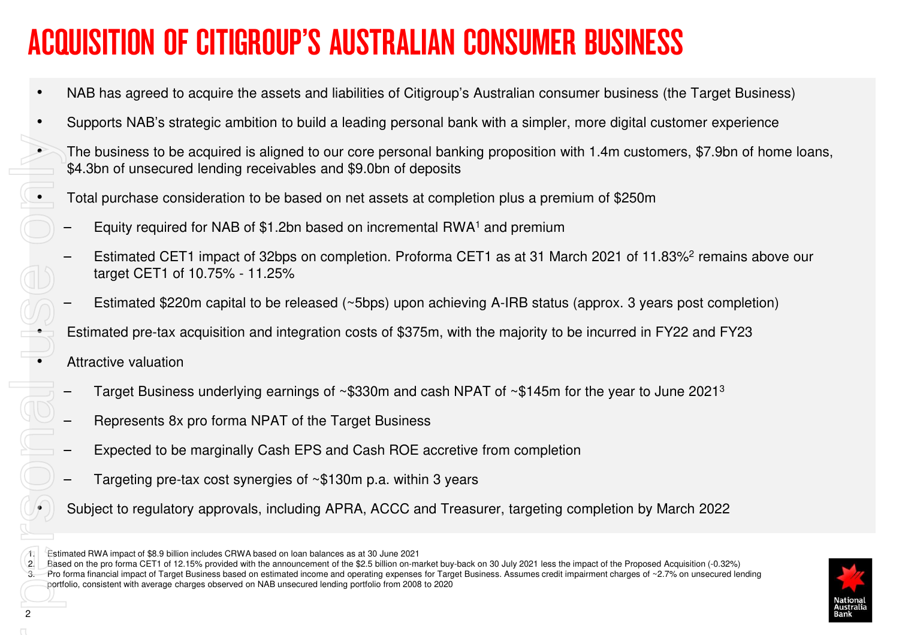# ACQUISITION OF CITIGROUP'S AUSTRALIAN CONSUMER BUSINESS

- NAB has agreed to acquire the assets and liabilities of Citigroup's Australian consumer business (the Target Business)
- Supports NAB's strategic ambition to build a leading personal bank with a simpler, more digital customer experience
- The business to be acquired is aligned to our core personal banking proposition with 1.4m customers, $7.9bn of home loans, $4.3bn of unsecured lending receivables and $9.0bn of deposits
- Total purchase consideration to be based on net assets at completion plus a premium of $250m
  - Equity required for NAB of $1.2bn based on incremental RWA[1] and premium
  - Estimated CET1 impact of 32bps on completion. Proforma CET1 as at 31 March 2021 of 11.83%[2] remains above our target CET1 of 10.75% - 11.25%
  - Estimated $220m capital to be released (~5bps) upon achieving A-IRB status (approx. 3 years post completion)
- Estimated pre-tax acquisition and integration costs of $375m, with the majority to be incurred in FY22 and FY23
- Attractive valuation
  - Target Business underlying earnings of ~$330m and cash NPAT of ~$145m for the year to June 2021[3]
  - Represents 8x pro forma NPAT of the Target Business
  - Expected to be marginally Cash EPS and Cash ROE accretive from completion
  - Targeting pre-tax cost synergies of ~$130m p.a. within 3 years
- Subject to regulatory approvals, including APRA, ACCC and Treasurer, targeting completion by March 2022

1. Estimated RWA impact of $8.9 billion includes CRWA based on loan balances as at 30 June 2021
2. Based on the pro forma CET1 of 12.15% provided with the announcement of the $2.5 billion on-market buy-back on 30 July 2021 less the impact of the Proposed Acquisition (-0.32%)
3. Pro forma financial impact of Target Business based on estimated income and operating expenses for Target Business. Assumes credit impairment charges of ~2.7% on unsecured lending portfolio, consistent with average charges observed on NAB unsecured lending portfolio from 2008 to 2020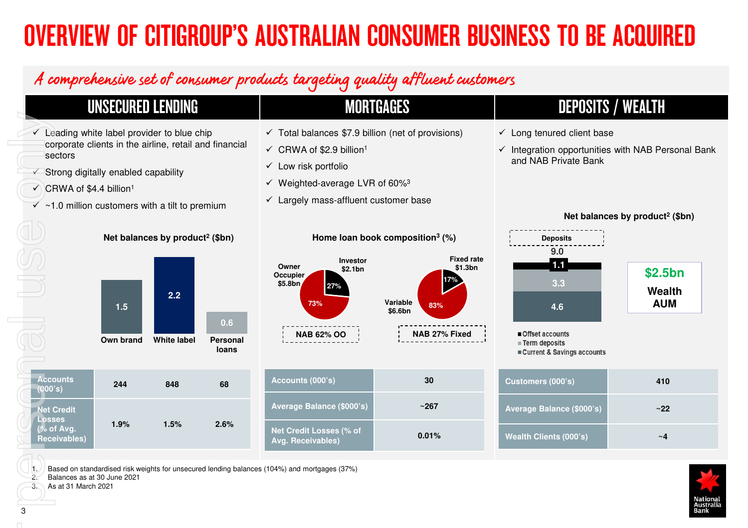# OVERVIEW OF CITIGROUP'S AUSTRALIAN CONSUMER BUSINESS TO BE ACQUIRED

*A comprehensive set of consumer products targeting quality affluent customers*

## UNSECURED LENDING

- ✓ Leading white label provider to blue chip corporate clients in the airline, retail and financial sectors
- ✓ Strong digitally enabled capability
- ✓ CRWA of $4.4 billion[1]
- ✓ ~1.0 million customers with a tilt to premium

**Net balances by product[2] ($bn)**

| Own brand | White label | Personal loans |
|---|---|---|
| 1.5 | 2.2 | 0.6 |

| | Own brand | White label | Personal loans |
|---|---|---|---|
| Accounts (000's) | 244 | 848 | 68 |
| Net Credit Losses (% of Avg. Receivables) | 1.9% | 1.5% | 2.6% |

## MORTGAGES

- ✓ Total balances $7.9 billion (net of provisions)
- ✓ CRWA of $2.9 billion[1]
- ✓ Low risk portfolio
- ✓ Weighted-average LVR of 60%[3]
- ✓ Largely mass-affluent customer base

**Home loan book composition[3] (%)**

- Owner Occupier $5.8bn: 73%; Investor $2.1bn: 27% — NAB 62% OO
- Variable $6.6bn: 83%; Fixed rate $1.3bn: 17% — NAB 27% Fixed

| | |
|---|---|
| Accounts (000's) | 30 |
| Average Balance ($000's) | ~267 |
| Net Credit Losses (% of Avg. Receivables) | 0.01% |

## DEPOSITS / WEALTH

- ✓ Long tenured client base
- ✓ Integration opportunities with NAB Personal Bank and NAB Private Bank

**Net balances by product[2] ($bn)**

Deposits: 9.0
- Offset accounts: 1.1
- Term deposits: 3.3
- Current & Savings accounts: 4.6

$2.5bn Wealth AUM

| | |
|---|---|
| Customers (000's) | 410 |
| Average Balance ($000's) | ~22 |
| Wealth Clients (000's) | ~4 |

1. Based on standardised risk weights for unsecured lending balances (104%) and mortgages (37%)
2. Balances as at 30 June 2021
3. As at 31 March 2021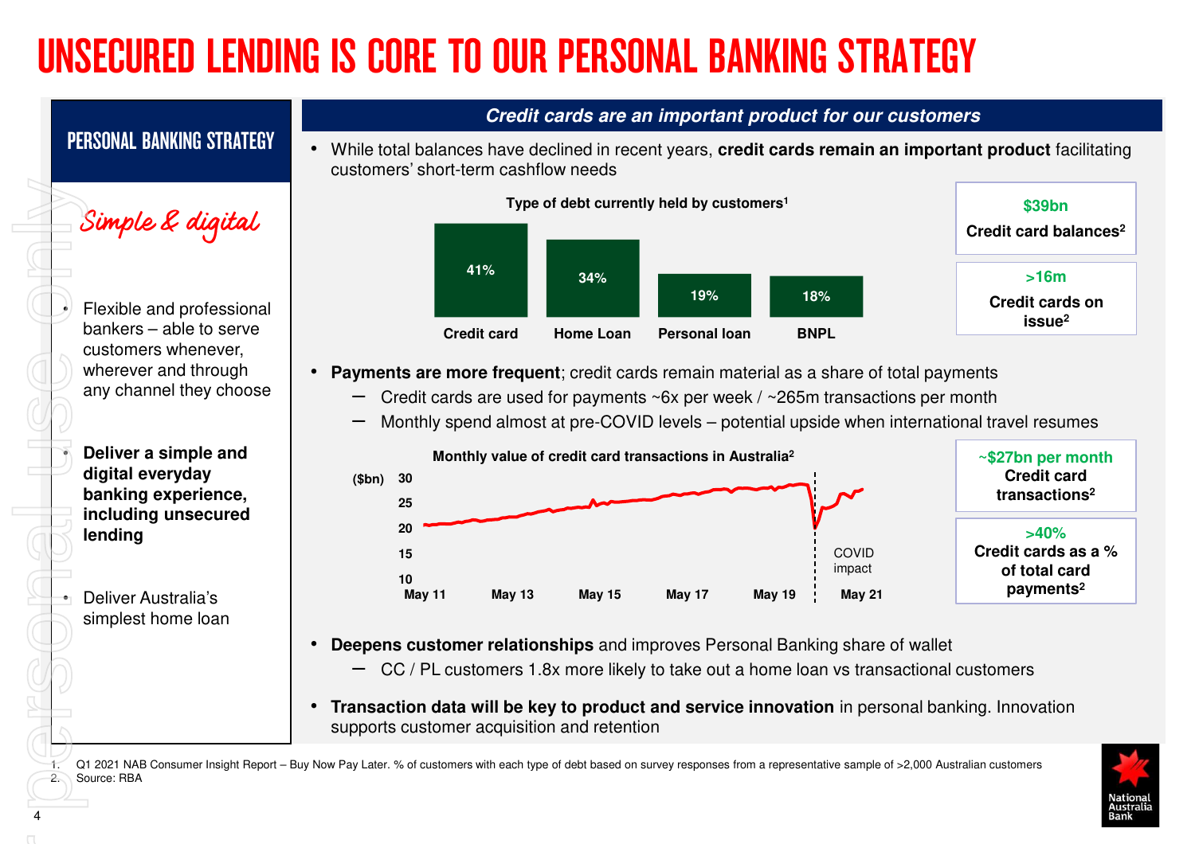# UNSECURED LENDING IS CORE TO OUR PERSONAL BANKING STRATEGY

## PERSONAL BANKING STRATEGY

*Simple & digital*

- Flexible and professional bankers – able to serve customers whenever, wherever and through any channel they choose
- **Deliver a simple and digital everyday banking experience, including unsecured lending**
- Deliver Australia's simplest home loan

## *Credit cards are an important product for our customers*

- While total balances have declined in recent years, **credit cards remain an important product** facilitating customers' short-term cashflow needs

**Type of debt currently held by customers[1]**

| Credit card | Home Loan | Personal loan | BNPL |
|---|---|---|---|
| 41% | 34% | 19% | 18% |

**$39bn** Credit card balances[2]

**>16m** Credit cards on issue[2]

- **Payments are more frequent**; credit cards remain material as a share of total payments
  - Credit cards are used for payments ~6x per week / ~265m transactions per month
  - Monthly spend almost at pre-COVID levels – potential upside when international travel resumes

**Monthly value of credit card transactions in Australia[2]**

($bn) 30, 25, 20, 15, 10; May 11, May 13, May 15, May 17, May 19, May 21; COVID impact

**~$27bn per month** Credit card transactions[2]

**>40%** Credit cards as a % of total card payments[2]

- **Deepens customer relationships** and improves Personal Banking share of wallet
  - CC / PL customers 1.8x more likely to take out a home loan vs transactional customers
- **Transaction data will be key to product and service innovation** in personal banking. Innovation supports customer acquisition and retention

1. Q1 2021 NAB Consumer Insight Report – Buy Now Pay Later. % of customers with each type of debt based on survey responses from a representative sample of >2,000 Australian customers
2. Source: RBA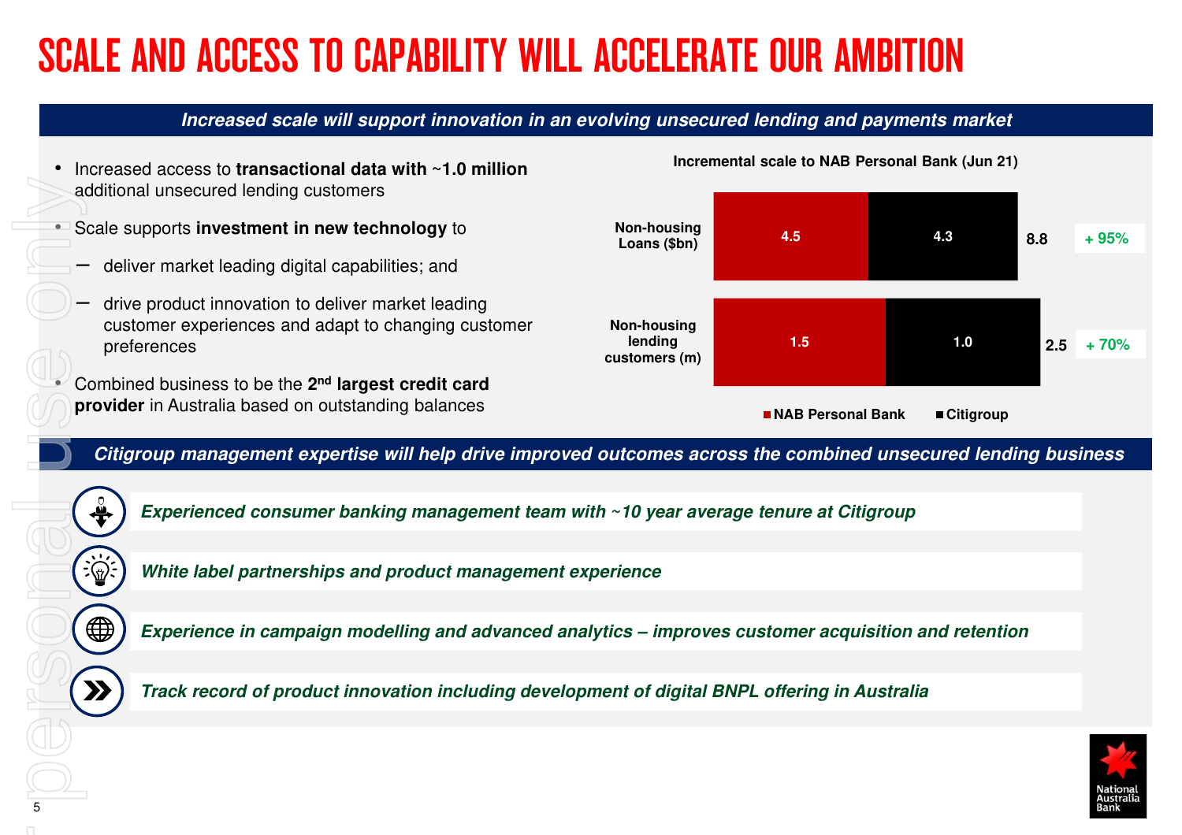# SCALE AND ACCESS TO CAPABILITY WILL ACCELERATE OUR AMBITION

## *Increased scale will support innovation in an evolving unsecured lending and payments market*

- Increased access to **transactional data with ~1.0 million** additional unsecured lending customers
- Scale supports **investment in new technology** to
  - deliver market leading digital capabilities; and
  - drive product innovation to deliver market leading customer experiences and adapt to changing customer preferences
- Combined business to be the **2nd largest credit card provider** in Australia based on outstanding balances

**Incremental scale to NAB Personal Bank (Jun 21)**

| | NAB Personal Bank | Citigroup | Total | Increase |
|---|---|---|---|---|
| Non-housing Loans ($bn) | 4.5 | 4.3 | 8.8 | + 95% |
| Non-housing lending customers (m) | 1.5 | 1.0 | 2.5 | + 70% |

## *Citigroup management expertise will help drive improved outcomes across the combined unsecured lending business*

- ***Experienced consumer banking management team with ~10 year average tenure at Citigroup***
- ***White label partnerships and product management experience***
- ***Experience in campaign modelling and advanced analytics – improves customer acquisition and retention***
- ***Track record of product innovation including development of digital BNPL offering in Australia***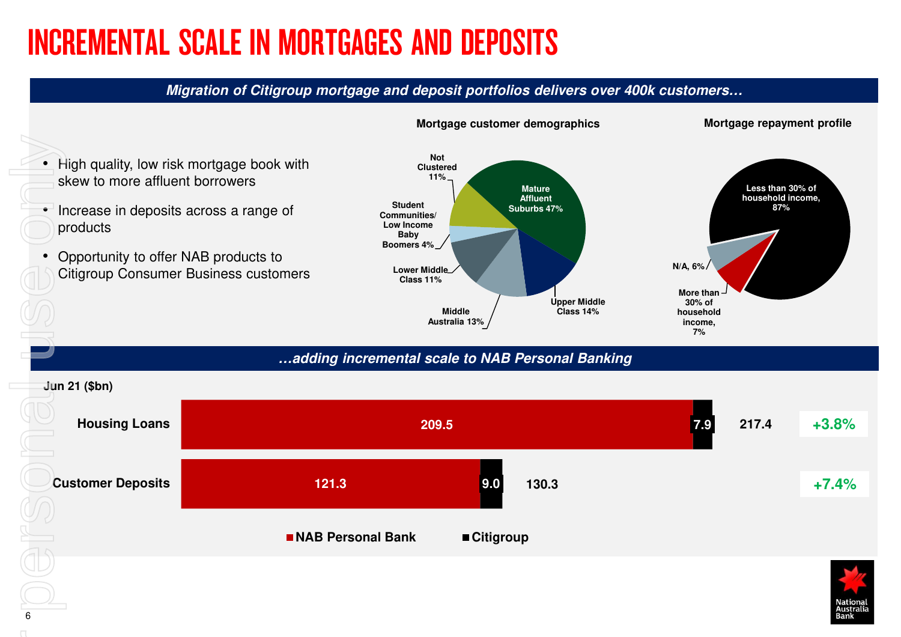# INCREMENTAL SCALE IN MORTGAGES AND DEPOSITS

***Migration of Citigroup mortgage and deposit portfolios delivers over 400k customers…***

- High quality, low risk mortgage book with skew to more affluent borrowers
- Increase in deposits across a range of products
- Opportunity to offer NAB products to Citigroup Consumer Business customers

**Mortgage customer demographics**

| Segment | % |
| --- | --- |
| Mature Affluent Suburbs | 47% |
| Upper Middle Class | 14% |
| Middle Australia | 13% |
| Lower Middle Class | 11% |
| Student Communities/ Low Income Baby Boomers | 4% |
| Not Clustered | 11% |

**Mortgage repayment profile**

| Repayment | % |
| --- | --- |
| Less than 30% of household income | 87% |
| More than 30% of household income | 7% |
| N/A | 6% |

***…adding incremental scale to NAB Personal Banking***

**Jun 21 ($bn)**

| | NAB Personal Bank | Citigroup | Total | Increase |
| --- | --- | --- | --- | --- |
| Housing Loans | 209.5 | 7.9 | 217.4 | +3.8% |
| Customer Deposits | 121.1 | 9.0 | 130.3 | +7.4% |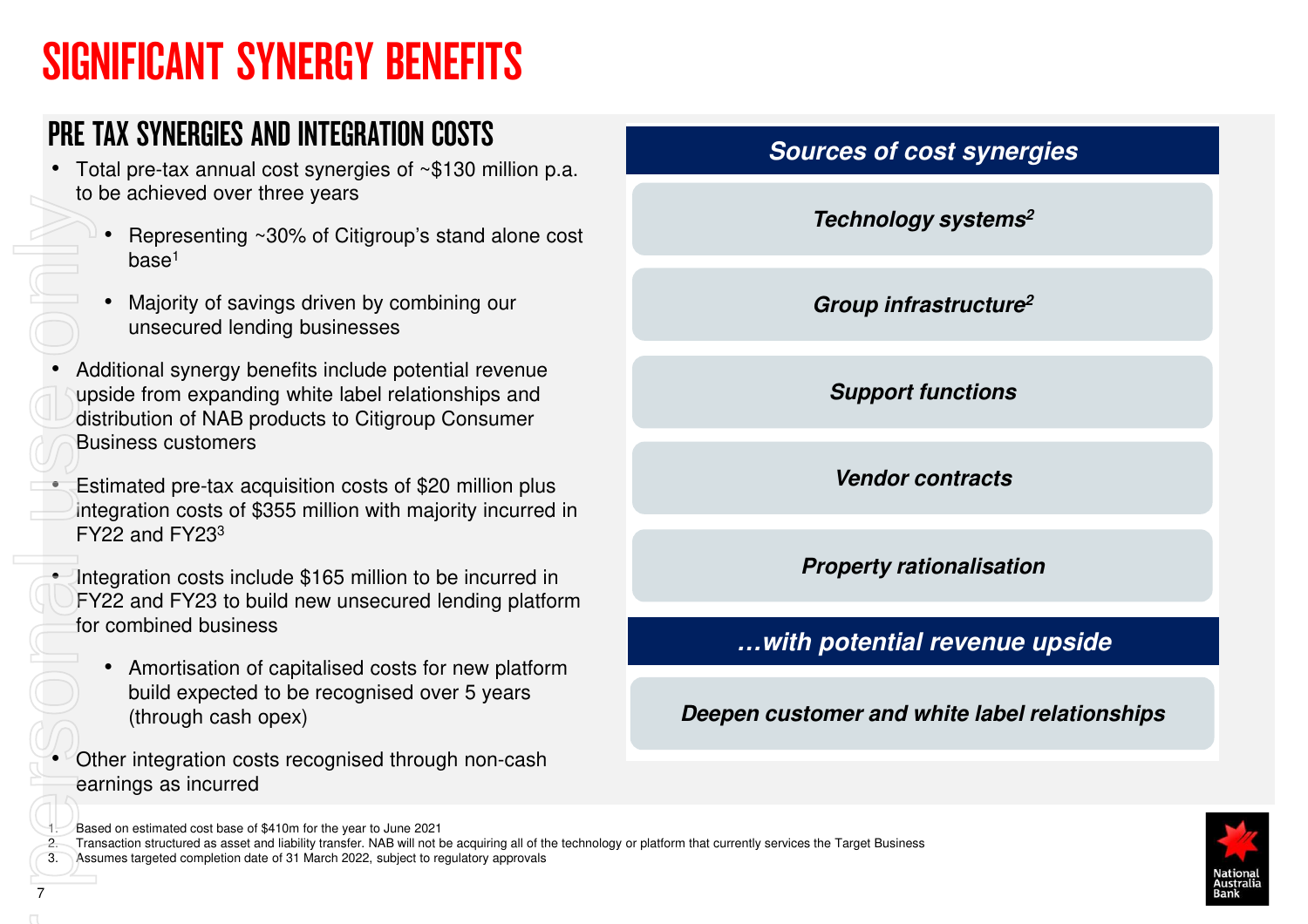# SIGNIFICANT SYNERGY BENEFITS

## PRE TAX SYNERGIES AND INTEGRATION COSTS

- Total pre-tax annual cost synergies of ~$130 million p.a. to be achieved over three years
  - Representing ~30% of Citigroup's stand alone cost base[1]
  - Majority of savings driven by combining our unsecured lending businesses
- Additional synergy benefits include potential revenue upside from expanding white label relationships and distribution of NAB products to Citigroup Consumer Business customers
- Estimated pre-tax acquisition costs of $20 million plus integration costs of $355 million with majority incurred in FY22 and FY23[3]
- Integration costs include $165 million to be incurred in FY22 and FY23 to build new unsecured lending platform for combined business
  - Amortisation of capitalised costs for new platform build expected to be recognised over 5 years (through cash opex)
- Other integration costs recognised through non-cash earnings as incurred

### *Sources of cost synergies*

- ***Technology systems[2]***
- ***Group infrastructure[2]***
- ***Support functions***
- ***Vendor contracts***
- ***Property rationalisation***

### *…with potential revenue upside*

- ***Deepen customer and white label relationships***

1. Based on estimated cost base of $410m for the year to June 2021
2. Transaction structured as asset and liability transfer. NAB will not be acquiring all of the technology or platform that currently services the Target Business
3. Assumes targeted completion date of 31 March 2022, subject to regulatory approvals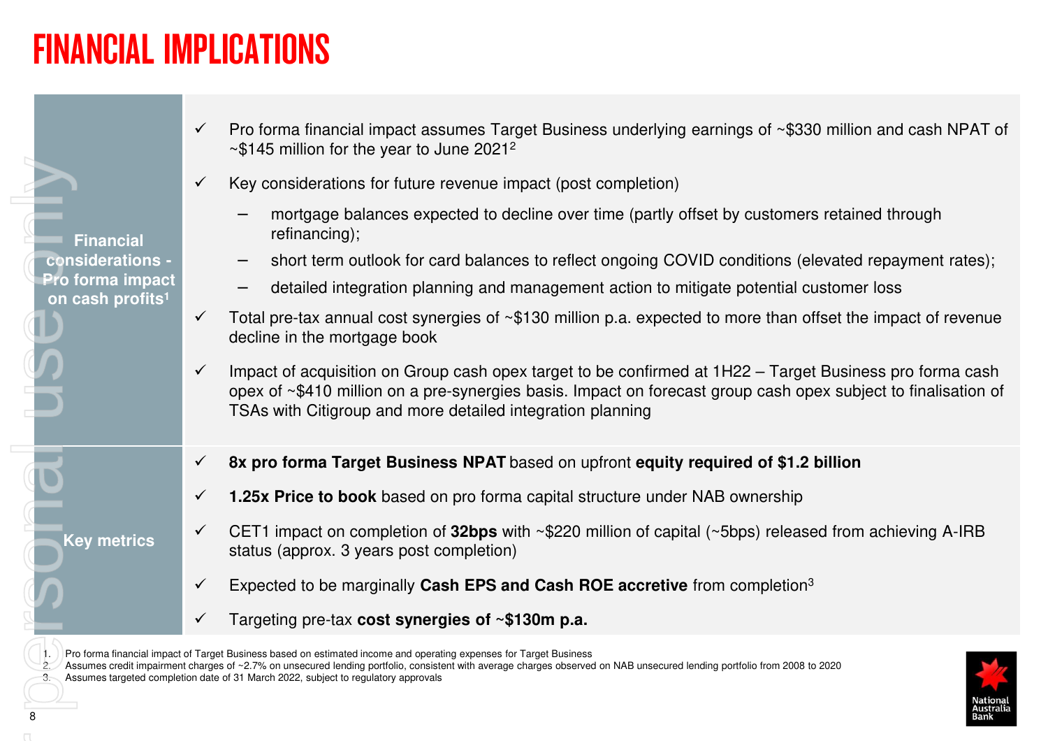# FINANCIAL IMPLICATIONS

## Financial considerations - Pro forma impact on cash profits[1]

- ✓ Pro forma financial impact assumes Target Business underlying earnings of ~\$330 million and cash NPAT of ~\$145 million for the year to June 2021[2]
- ✓ Key considerations for future revenue impact (post completion)
  - mortgage balances expected to decline over time (partly offset by customers retained through refinancing);
  - short term outlook for card balances to reflect ongoing COVID conditions (elevated repayment rates);
  - detailed integration planning and management action to mitigate potential customer loss
- ✓ Total pre-tax annual cost synergies of ~\$130 million p.a. expected to more than offset the impact of revenue decline in the mortgage book
- ✓ Impact of acquisition on Group cash opex target to be confirmed at 1H22 – Target Business pro forma cash opex of ~\$410 million on a pre-synergies basis. Impact on forecast group cash opex subject to finalisation of TSAs with Citigroup and more detailed integration planning

## Key metrics

- ✓ **8x pro forma Target Business NPAT** based on upfront **equity required of \$1.2 billion**
- ✓ **1.25x Price to book** based on pro forma capital structure under NAB ownership
- ✓ CET1 impact on completion of **32bps** with ~\$220 million of capital (~5bps) released from achieving A-IRB status (approx. 3 years post completion)
- ✓ Expected to be marginally **Cash EPS and Cash ROE accretive** from completion[3]
- ✓ Targeting pre-tax **cost synergies of ~\$130m p.a.**

1. Pro forma financial impact of Target Business based on estimated income and operating expenses for Target Business
2. Assumes credit impairment charges of ~2.7% on unsecured lending portfolio, consistent with average charges observed on NAB unsecured lending portfolio from 2008 to 2020
3. Assumes targeted completion date of 31 March 2022, subject to regulatory approvals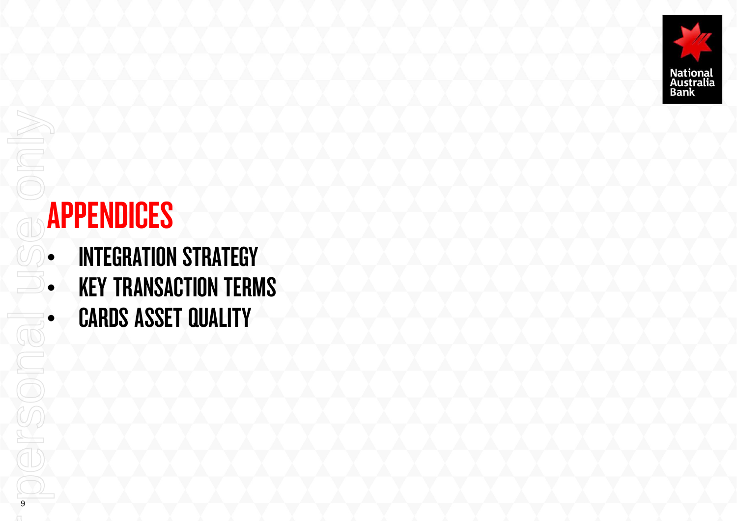# APPENDICES

- INTEGRATION STRATEGY
- KEY TRANSACTION TERMS
- CARDS ASSET QUALITY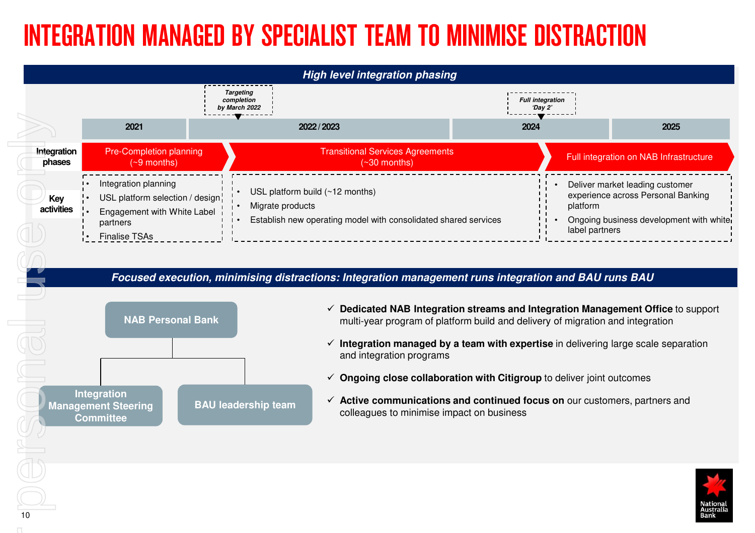# INTEGRATION MANAGED BY SPECIALIST TEAM TO MINIMISE DISTRACTION

## *High level integration phasing*

| | 2021 | 2022 / 2023 | 2024 | 2025 |
|---|---|---|---|---|
| | | *Targeting completion by March 2022* | *Full integration 'Day 2'* | |
| **Integration phases** | Pre-Completion planning (~9 months) | Transitional Services Agreements (~30 months) | Full integration on NAB Infrastructure | |
| **Key activities** | • Integration planning<br>• USL platform selection / design<br>• Engagement with White Label partners<br>• Finalise TSAs | • USL platform build (~12 months)<br>• Migrate products<br>• Establish new operating model with consolidated shared services | • Deliver market leading customer experience across Personal Banking platform<br>• Ongoing business development with white label partners | |

## *Focused execution, minimising distractions: Integration management runs integration and BAU runs BAU*

- NAB Personal Bank
  - Integration Management Steering Committee
  - BAU leadership team

✓ **Dedicated NAB Integration streams and Integration Management Office** to support multi-year program of platform build and delivery of migration and integration

✓ **Integration managed by a team with expertise** in delivering large scale separation and integration programs

✓ **Ongoing close collaboration with Citigroup** to deliver joint outcomes

✓ **Active communications and continued focus on** our customers, partners and colleagues to minimise impact on business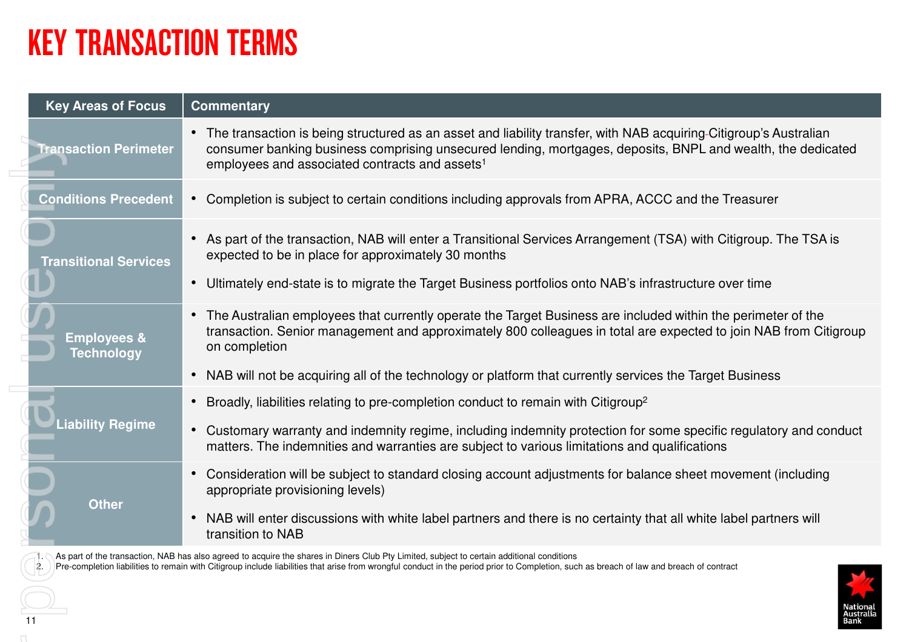# KEY TRANSACTION TERMS

| Key Areas of Focus | Commentary |
|---|---|
| Transaction Perimeter | • The transaction is being structured as an asset and liability transfer, with NAB acquiring Citigroup's Australian consumer banking business comprising unsecured lending, mortgages, deposits, BNPL and wealth, the dedicated employees and associated contracts and assets[1] |
| Conditions Precedent | • Completion is subject to certain conditions including approvals from APRA, ACCC and the Treasurer |
| Transitional Services | • As part of the transaction, NAB will enter a Transitional Services Arrangement (TSA) with Citigroup. The TSA is expected to be in place for approximately 30 months<br>• Ultimately end-state is to migrate the Target Business portfolios onto NAB's infrastructure over time |
| Employees & Technology | • The Australian employees that currently operate the Target Business are included within the perimeter of the transaction. Senior management and approximately 800 colleagues in total are expected to join NAB from Citigroup on completion<br>• NAB will not be acquiring all of the technology or platform that currently services the Target Business |
| Liability Regime | • Broadly, liabilities relating to pre-completion conduct to remain with Citigroup[2]<br>• Customary warranty and indemnity regime, including indemnity protection for some specific regulatory and conduct matters. The indemnities and warranties are subject to various limitations and qualifications |
| Other | • Consideration will be subject to standard closing account adjustments for balance sheet movement (including appropriate provisioning levels)<br>• NAB will enter discussions with white label partners and there is no certainty that all white label partners will transition to NAB |

1. As part of the transaction, NAB has also agreed to acquire the shares in Diners Club Pty Limited, subject to certain additional conditions
2. Pre-completion liabilities to remain with Citigroup include liabilities that arise from wrongful conduct in the period prior to Completion, such as breach of law and breach of contract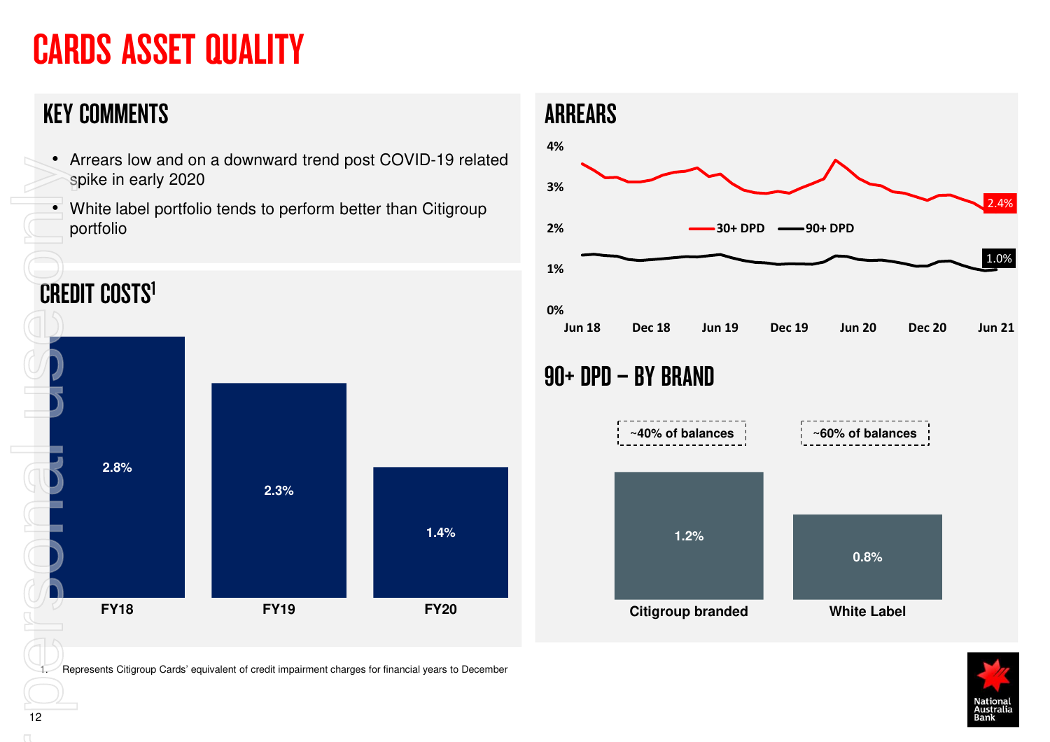# CARDS ASSET QUALITY

## KEY COMMENTS

- Arrears low and on a downward trend post COVID-19 related spike in early 2020
- White label portfolio tends to perform better than Citigroup portfolio

## CREDIT COSTS[1]

| FY18 | FY19 | FY20 |
|---|---|---|
| 2.8% | 2.3% | 1.4% |

## ARREARS

30+ DPD: 2.4% (Jun 21)

90+ DPD: 1.0% (Jun 21)

Jun 18, Dec 18, Jun 19, Dec 19, Jun 20, Dec 20, Jun 21

## 90+ DPD – BY BRAND

| | Citigroup branded | White Label |
|---|---|---|
| Share of balances | ~40% of balances | ~60% of balances |
| 90+ DPD | 1.2% | 0.8% |

1. Represents Citigroup Cards' equivalent of credit impairment charges for financial years to December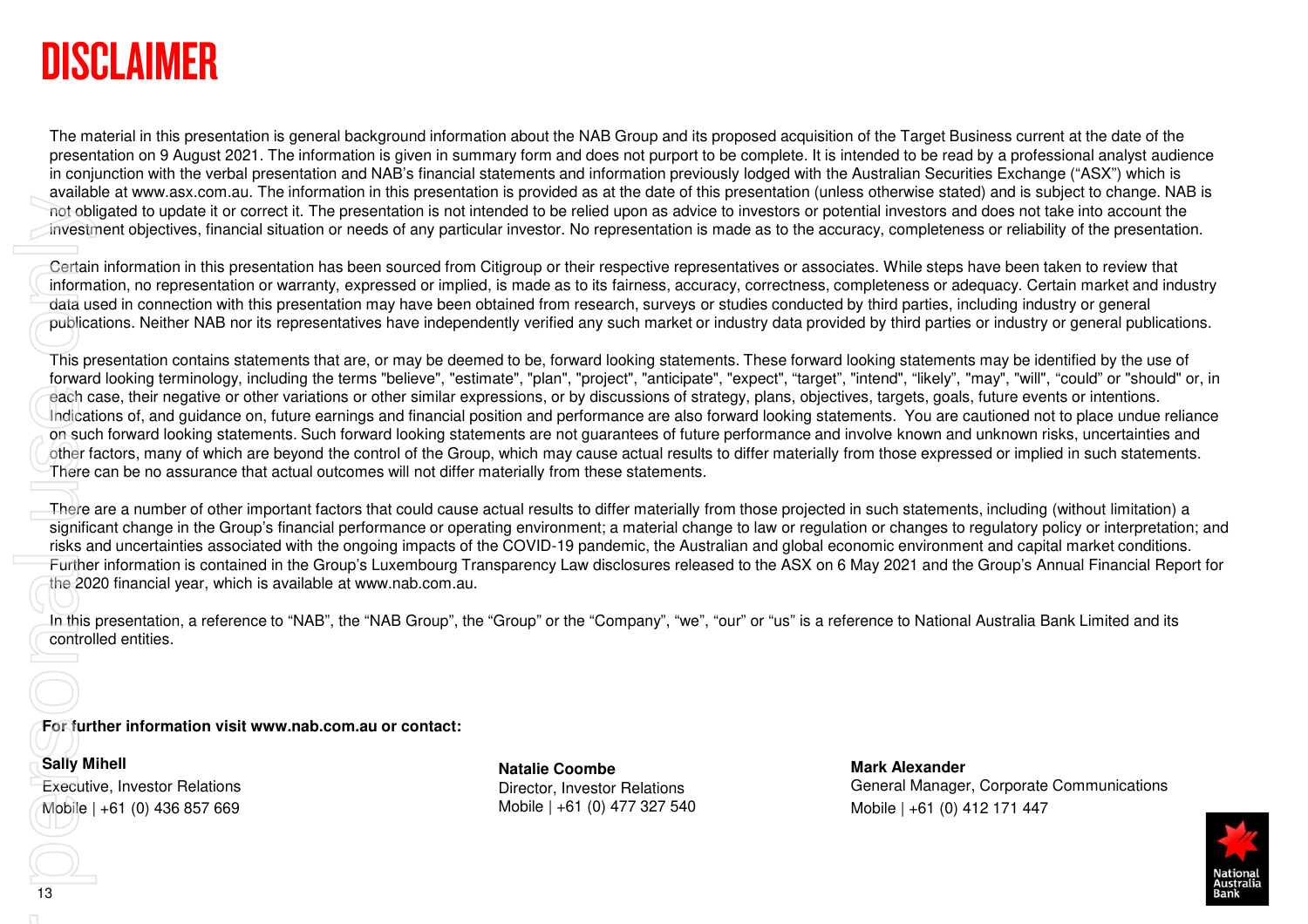# DISCLAIMER

The material in this presentation is general background information about the NAB Group and its proposed acquisition of the Target Business current at the date of the presentation on 9 August 2021. The information is given in summary form and does not purport to be complete. It is intended to be read by a professional analyst audience in conjunction with the verbal presentation and NAB's financial statements and information previously lodged with the Australian Securities Exchange ("ASX") which is available at www.asx.com.au. The information in this presentation is provided as at the date of this presentation (unless otherwise stated) and is subject to change. NAB is not obligated to update it or correct it. The presentation is not intended to be relied upon as advice to investors or potential investors and does not take into account the investment objectives, financial situation or needs of any particular investor. No representation is made as to the accuracy, completeness or reliability of the presentation.

Certain information in this presentation has been sourced from Citigroup or their respective representatives or associates. While steps have been taken to review that information, no representation or warranty, expressed or implied, is made as to its fairness, accuracy, correctness, completeness or adequacy. Certain market and industry data used in connection with this presentation may have been obtained from research, surveys or studies conducted by third parties, including industry or general publications. Neither NAB nor its representatives have independently verified any such market or industry data provided by third parties or industry or general publications.

This presentation contains statements that are, or may be deemed to be, forward looking statements. These forward looking statements may be identified by the use of forward looking terminology, including the terms "believe", "estimate", "plan", "project", "anticipate", "expect", "target", "intend", "likely", "may", "will", "could" or "should" or, in each case, their negative or other variations or other similar expressions, or by discussions of strategy, plans, objectives, targets, goals, future events or intentions. Indications of, and guidance on, future earnings and financial position and performance are also forward looking statements. You are cautioned not to place undue reliance on such forward looking statements. Such forward looking statements are not guarantees of future performance and involve known and unknown risks, uncertainties and other factors, many of which are beyond the control of the Group, which may cause actual results to differ materially from those expressed or implied in such statements. There can be no assurance that actual outcomes will not differ materially from these statements.

There are a number of other important factors that could cause actual results to differ materially from those projected in such statements, including (without limitation) a significant change in the Group's financial performance or operating environment; a material change to law or regulation or changes to regulatory policy or interpretation; and risks and uncertainties associated with the ongoing impacts of the COVID-19 pandemic, the Australian and global economic environment and capital market conditions. Further information is contained in the Group's Luxembourg Transparency Law disclosures released to the ASX on 6 May 2021 and the Group's Annual Financial Report for the 2020 financial year, which is available at www.nab.com.au.

In this presentation, a reference to "NAB", the "NAB Group", the "Group" or the "Company", "we", "our" or "us" is a reference to National Australia Bank Limited and its controlled entities.

**For further information visit www.nab.com.au or contact:**

**Sally Mihell**
Executive, Investor Relations
Mobile | +61 (0) 436 857 669

**Natalie Coombe**
Director, Investor Relations
Mobile | +61 (0) 477 327 540

**Mark Alexander**
General Manager, Corporate Communications
Mobile | +61 (0) 412 171 447